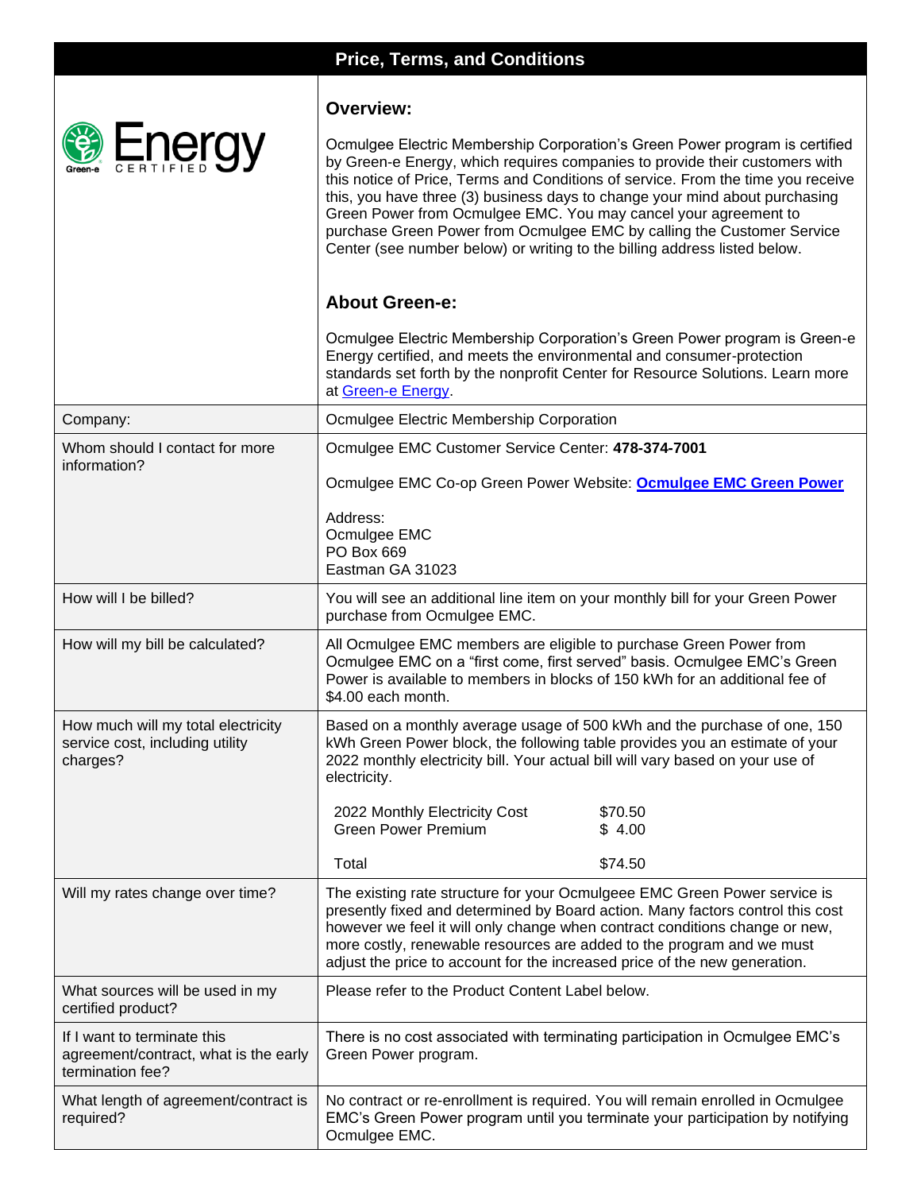# Price, Terms, and Conditions

Green-e Energy CERTIFIED

## Overview:

Ocmulgee Electric Membership Corporation's Green Power program is certified by Green-e Energy, which requires companies to provide their customers with this notice of Price, Terms and Conditions of service. From the time you receive this, you have three (3) business days to change your mind about purchasing Green Power from Ocmulgee EMC. You may cancel your agreement to purchase Green Power from Ocmulgee EMC by calling the Customer Service Center (see number below) or writing to the billing address listed below.

## About Green-e:

Ocmulgee Electric Membership Corporation's Green Power program is Green-e Energy certified, and meets the environmental and consumer-protection standards set forth by the nonprofit Center for Resource Solutions. Learn more at Green-e Energy.

| | |
|---|---|
| Company: | Ocmulgee Electric Membership Corporation |
| Whom should I contact for more information? | Ocmulgee EMC Customer Service Center: **478-374-7001**<br><br>Ocmulgee EMC Co-op Green Power Website: **Ocmulgee EMC Green Power**<br><br>Address:<br>Ocmulgee EMC<br>PO Box 669<br>Eastman GA 31023 |
| How will I be billed? | You will see an additional line item on your monthly bill for your Green Power purchase from Ocmulgee EMC. |
| How will my bill be calculated? | All Ocmulgee EMC members are eligible to purchase Green Power from Ocmulgee EMC on a "first come, first served" basis. Ocmulgee EMC's Green Power is available to members in blocks of 150 kWh for an additional fee of $4.00 each month. |
| How much will my total electricity service cost, including utility charges? | Based on a monthly average usage of 500 kWh and the purchase of one, 150 kWh Green Power block, the following table provides you an estimate of your 2022 monthly electricity bill. Your actual bill will vary based on your use of electricity.<br><br>2022 Monthly Electricity Cost $70.50<br>Green Power Premium $ 4.00<br><br>Total $74.50 |
| Will my rates change over time? | The existing rate structure for your Ocmulgeee EMC Green Power service is presently fixed and determined by Board action. Many factors control this cost however we feel it will only change when contract conditions change or new, more costly, renewable resources are added to the program and we must adjust the price to account for the increased price of the new generation. |
| What sources will be used in my certified product? | Please refer to the Product Content Label below. |
| If I want to terminate this agreement/contract, what is the early termination fee? | There is no cost associated with terminating participation in Ocmulgee EMC's Green Power program. |
| What length of agreement/contract is required? | No contract or re-enrollment is required. You will remain enrolled in Ocmulgee EMC's Green Power program until you terminate your participation by notifying Ocmulgee EMC. |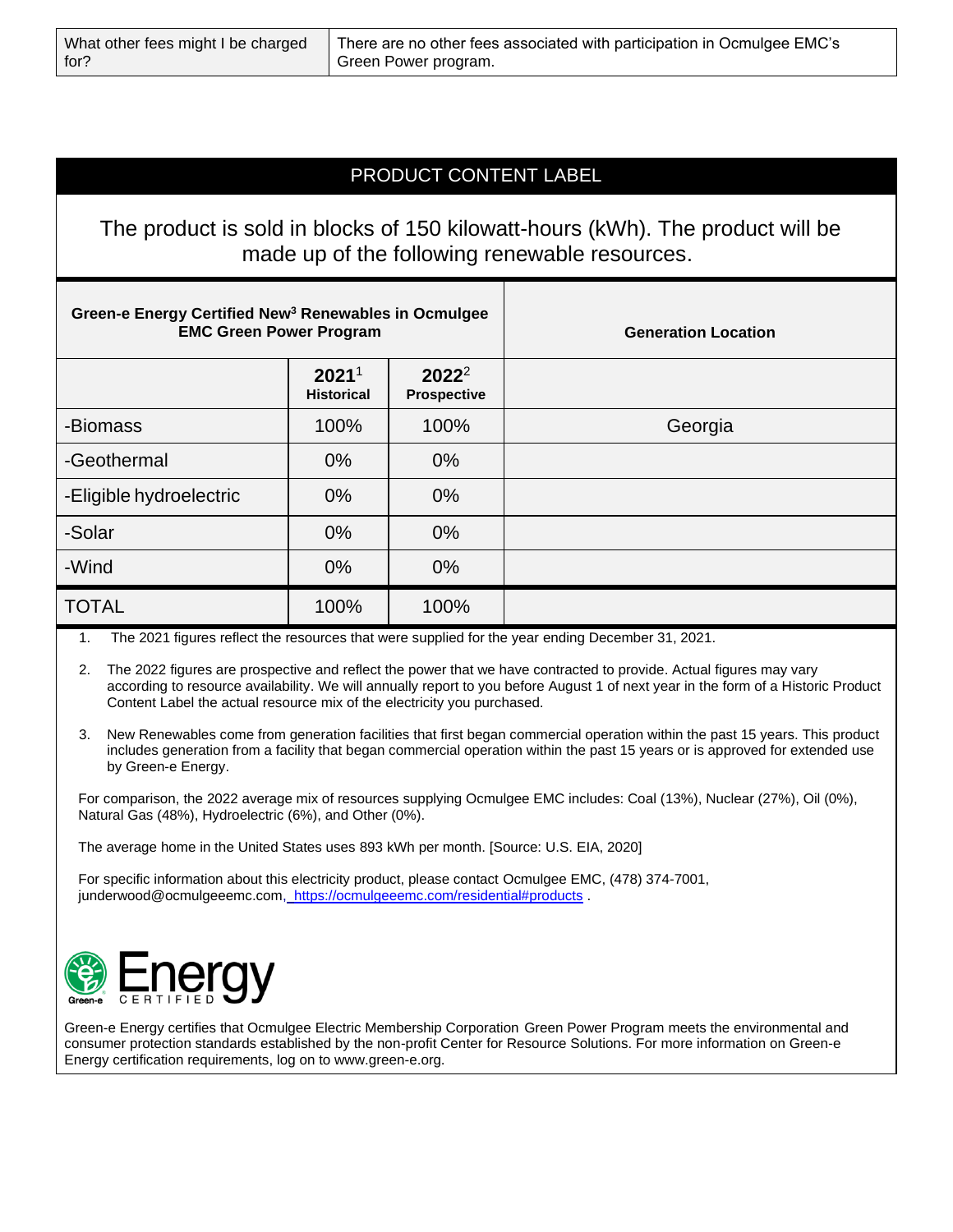| What other fees might I be charged for? | There are no other fees associated with participation in Ocmulgee EMC's Green Power program. |
|---|---|

## PRODUCT CONTENT LABEL

The product is sold in blocks of 150 kilowatt-hours (kWh). The product will be made up of the following renewable resources.

| Green-e Energy Certified New[3] Renewables in Ocmulgee EMC Green Power Program | | | Generation Location |
|---|---|---|---|
| | 2021[1] Historical | 2022[2] Prospective | |
| -Biomass | 100% | 100% | Georgia |
| -Geothermal | 0% | 0% | |
| -Eligible hydroelectric | 0% | 0% | |
| -Solar | 0% | 0% | |
| -Wind | 0% | 0% | |
| TOTAL | 100% | 100% | |

1. The 2021 figures reflect the resources that were supplied for the year ending December 31, 2021.
2. The 2022 figures are prospective and reflect the power that we have contracted to provide. Actual figures may vary according to resource availability. We will annually report to you before August 1 of next year in the form of a Historic Product Content Label the actual resource mix of the electricity you purchased.
3. New Renewables come from generation facilities that first began commercial operation within the past 15 years. This product includes generation from a facility that began commercial operation within the past 15 years or is approved for extended use by Green-e Energy.

For comparison, the 2022 average mix of resources supplying Ocmulgee EMC includes: Coal (13%), Nuclear (27%), Oil (0%), Natural Gas (48%), Hydroelectric (6%), and Other (0%).

The average home in the United States uses 893 kWh per month. [Source: U.S. EIA, 2020]

For specific information about this electricity product, please contact Ocmulgee EMC, (478) 374-7001, junderwood@ocmulgeeemc.com, https://ocmulgeeemc.com/residential#products .

Green-e Energy CERTIFIED

Green-e Energy certifies that Ocmulgee Electric Membership Corporation Green Power Program meets the environmental and consumer protection standards established by the non-profit Center for Resource Solutions. For more information on Green-e Energy certification requirements, log on to www.green-e.org.